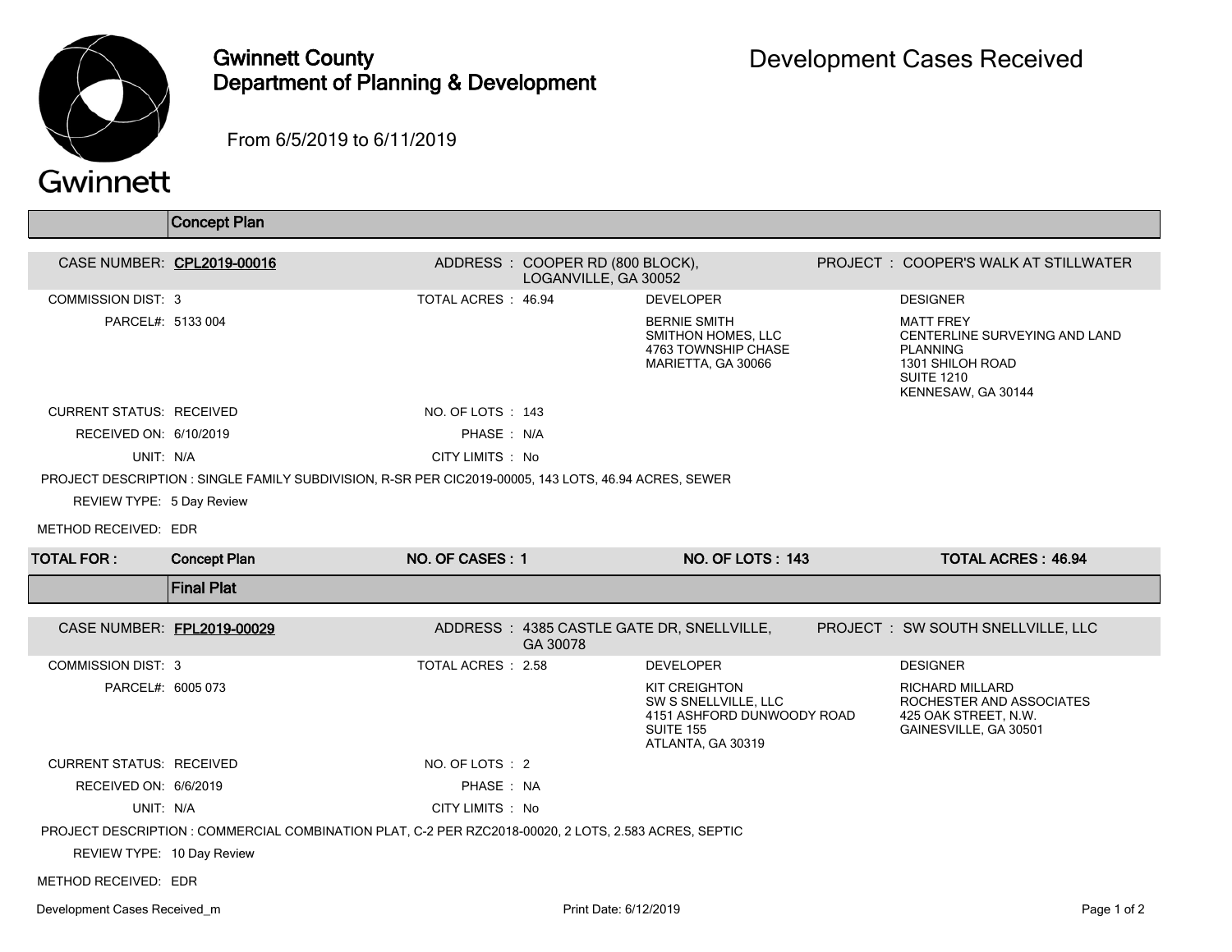# Gwinnett County
## Department of Planning & Development

# Development Cases Received

From 6/5/2019 to 6/11/2019

## Concept Plan

**CASE NUMBER:** CPL2019-00016
**ADDRESS:** COOPER RD (800 BLOCK), LOGANVILLE, GA 30052
**PROJECT:** COOPER'S WALK AT STILLWATER

**COMMISSION DIST:** 3
**TOTAL ACRES:** 46.94
**PARCEL#:** 5133 004

**DEVELOPER**
BERNIE SMITH
SMITHON HOMES, LLC
4763 TOWNSHIP CHASE
MARIETTA, GA 30066

**DESIGNER**
MATT FREY
CENTERLINE SURVEYING AND LAND PLANNING
1301 SHILOH ROAD
SUITE 1210
KENNESAW, GA 30144

**CURRENT STATUS:** RECEIVED
**NO. OF LOTS:** 143
**RECEIVED ON:** 6/10/2019
**PHASE:** N/A
**UNIT:** N/A
**CITY LIMITS:** No

**PROJECT DESCRIPTION:** SINGLE FAMILY SUBDIVISION, R-SR PER CIC2019-00005, 143 LOTS, 46.94 ACRES, SEWER

**REVIEW TYPE:** 5 Day Review

**METHOD RECEIVED:** EDR

| TOTAL FOR: | Concept Plan | NO. OF CASES: 1 | NO. OF LOTS: 143 | TOTAL ACRES: 46.94 |
|---|---|---|---|---|

## Final Plat

**CASE NUMBER:** FPL2019-00029
**ADDRESS:** 4385 CASTLE GATE DR, SNELLVILLE, GA 30078
**PROJECT:** SW SOUTH SNELLVILLE, LLC

**COMMISSION DIST:** 3
**TOTAL ACRES:** 2.58
**PARCEL#:** 6005 073

**DEVELOPER**
KIT CREIGHTON
SW S SNELLVILLE, LLC
4151 ASHFORD DUNWOODY ROAD
SUITE 155
ATLANTA, GA 30319

**DESIGNER**
RICHARD MILLARD
ROCHESTER AND ASSOCIATES
425 OAK STREET, N.W.
GAINESVILLE, GA 30501

**CURRENT STATUS:** RECEIVED
**NO. OF LOTS:** 2
**RECEIVED ON:** 6/6/2019
**PHASE:** NA
**UNIT:** N/A
**CITY LIMITS:** No

**PROJECT DESCRIPTION:** COMMERCIAL COMBINATION PLAT, C-2 PER RZC2018-00020, 2 LOTS, 2.583 ACRES, SEPTIC

**REVIEW TYPE:** 10 Day Review

**METHOD RECEIVED:** EDR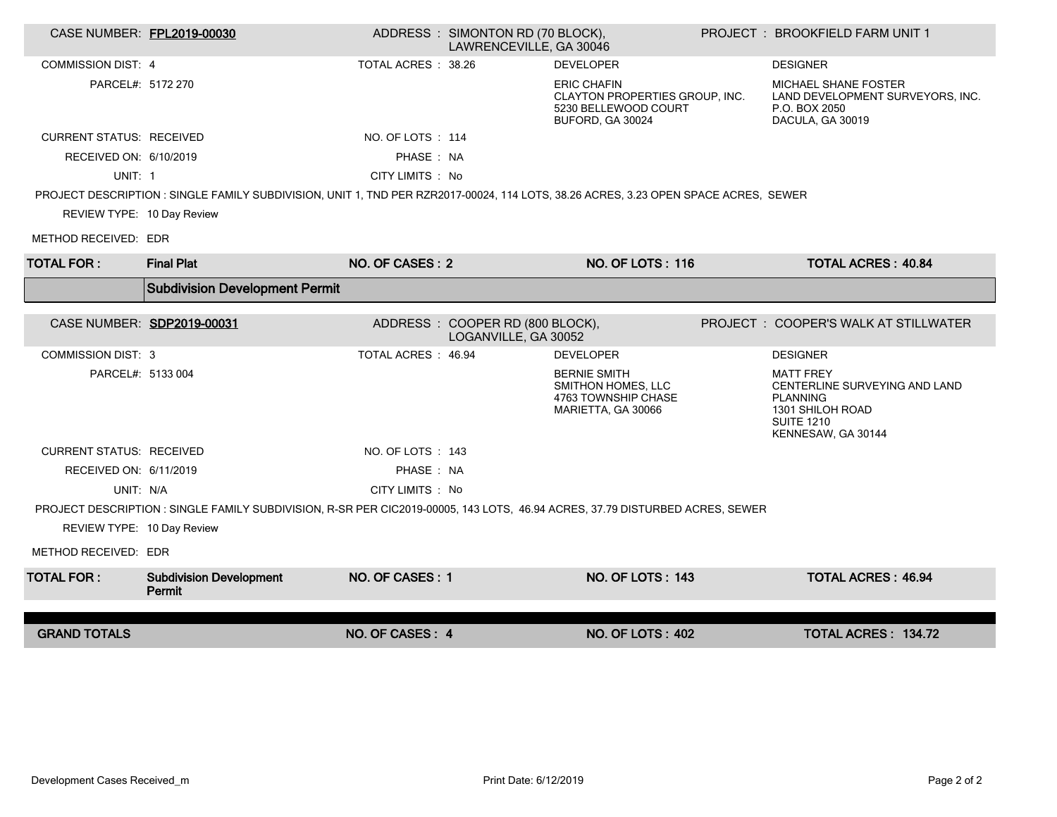| CASE NUMBER: | FPL2019-00030 | ADDRESS : | SIMONTON RD (70 BLOCK), LAWRENCEVILLE, GA 30046 | PROJECT : | BROOKFIELD FARM UNIT 1 |
|---|---|---|---|---|---|
| COMMISSION DIST: | 4 | TOTAL ACRES : | 38.26 | DEVELOPER | DESIGNER |
| PARCEL#: | 5172 270 | | | ERIC CHAFIN<br>CLAYTON PROPERTIES GROUP, INC.<br>5230 BELLEWOOD COURT<br>BUFORD, GA 30024 | MICHAEL SHANE FOSTER<br>LAND DEVELOPMENT SURVEYORS, INC.<br>P.O. BOX 2050<br>DACULA, GA 30019 |
| CURRENT STATUS: | RECEIVED | NO. OF LOTS : | 114 | | |
| RECEIVED ON: | 6/10/2019 | PHASE : | NA | | |
| UNIT: | 1 | CITY LIMITS : | No | | |

PROJECT DESCRIPTION : SINGLE FAMILY SUBDIVISION, UNIT 1, TND PER RZR2017-00024, 114 LOTS, 38.26 ACRES, 3.23 OPEN SPACE ACRES, SEWER

REVIEW TYPE: 10 Day Review

METHOD RECEIVED: EDR

| TOTAL FOR : | Final Plat | NO. OF CASES : 2 | NO. OF LOTS : 116 | TOTAL ACRES : 40.84 |
|---|---|---|---|---|

## Subdivision Development Permit

| CASE NUMBER: | SDP2019-00031 | ADDRESS : | COOPER RD (800 BLOCK), LOGANVILLE, GA 30052 | PROJECT : | COOPER'S WALK AT STILLWATER |
|---|---|---|---|---|---|
| COMMISSION DIST: | 3 | TOTAL ACRES : | 46.94 | DEVELOPER | DESIGNER |
| PARCEL#: | 5133 004 | | | BERNIE SMITH<br>SMITHON HOMES, LLC<br>4763 TOWNSHIP CHASE<br>MARIETTA, GA 30066 | MATT FREY<br>CENTERLINE SURVEYING AND LAND PLANNING<br>1301 SHILOH ROAD<br>SUITE 1210<br>KENNESAW, GA 30144 |
| CURRENT STATUS: | RECEIVED | NO. OF LOTS : | 143 | | |
| RECEIVED ON: | 6/11/2019 | PHASE : | NA | | |
| UNIT: | N/A | CITY LIMITS : | No | | |

PROJECT DESCRIPTION : SINGLE FAMILY SUBDIVISION, R-SR PER CIC2019-00005, 143 LOTS, 46.94 ACRES, 37.79 DISTURBED ACRES, SEWER

REVIEW TYPE: 10 Day Review

METHOD RECEIVED: EDR

| TOTAL FOR : | Subdivision Development Permit | NO. OF CASES : 1 | NO. OF LOTS : 143 | TOTAL ACRES : 46.94 |
|---|---|---|---|---|

| GRAND TOTALS | NO. OF CASES : 4 | NO. OF LOTS : 402 | TOTAL ACRES : 134.72 |
|---|---|---|---|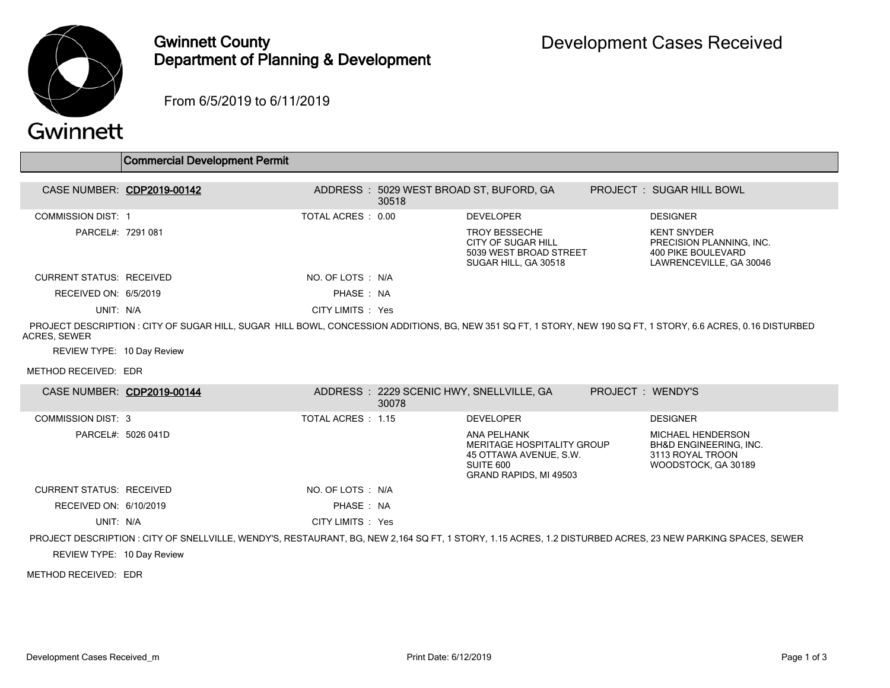# Gwinnett County Department of Planning & Development

## Development Cases Received

From 6/5/2019 to 6/11/2019

## Commercial Development Permit

| | | | | | |
|---|---|---|---|---|---|
| CASE NUMBER: | **CDP2019-00142** | ADDRESS : | 5029 WEST BROAD ST, BUFORD, GA 30518 | PROJECT : | SUGAR HILL BOWL |
| COMMISSION DIST: | 1 | TOTAL ACRES : | 0.00 | DEVELOPER | DESIGNER |
| PARCEL#: | 7291 081 | | | TROY BESSECHE<br>CITY OF SUGAR HILL<br>5039 WEST BROAD STREET<br>SUGAR HILL, GA 30518 | KENT SNYDER<br>PRECISION PLANNING, INC.<br>400 PIKE BOULEVARD<br>LAWRENCEVILLE, GA 30046 |
| CURRENT STATUS: | RECEIVED | NO. OF LOTS : | N/A | | |
| RECEIVED ON: | 6/5/2019 | PHASE : | NA | | |
| UNIT: | N/A | CITY LIMITS : | Yes | | |

PROJECT DESCRIPTION : CITY OF SUGAR HILL, SUGAR HILL BOWL, CONCESSION ADDITIONS, BG, NEW 351 SQ FT, 1 STORY, NEW 190 SQ FT, 1 STORY, 6.6 ACRES, 0.16 DISTURBED ACRES, SEWER

REVIEW TYPE: 10 Day Review

METHOD RECEIVED: EDR

| | | | | | |
|---|---|---|---|---|---|
| CASE NUMBER: | **CDP2019-00144** | ADDRESS : | 2229 SCENIC HWY, SNELLVILLE, GA 30078 | PROJECT : | WENDY'S |
| COMMISSION DIST: | 3 | TOTAL ACRES : | 1.15 | DEVELOPER | DESIGNER |
| PARCEL#: | 5026 041D | | | ANA PELHANK<br>MERITAGE HOSPITALITY GROUP<br>45 OTTAWA AVENUE, S.W.<br>SUITE 600<br>GRAND RAPIDS, MI 49503 | MICHAEL HENDERSON<br>BH&D ENGINEERING, INC.<br>3113 ROYAL TROON<br>WOODSTOCK, GA 30189 |
| CURRENT STATUS: | RECEIVED | NO. OF LOTS : | N/A | | |
| RECEIVED ON: | 6/10/2019 | PHASE : | NA | | |
| UNIT: | N/A | CITY LIMITS : | Yes | | |

PROJECT DESCRIPTION : CITY OF SNELLVILLE, WENDY'S, RESTAURANT, BG, NEW 2,164 SQ FT, 1 STORY, 1.15 ACRES, 1.2 DISTURBED ACRES, 23 NEW PARKING SPACES, SEWER

REVIEW TYPE: 10 Day Review

METHOD RECEIVED: EDR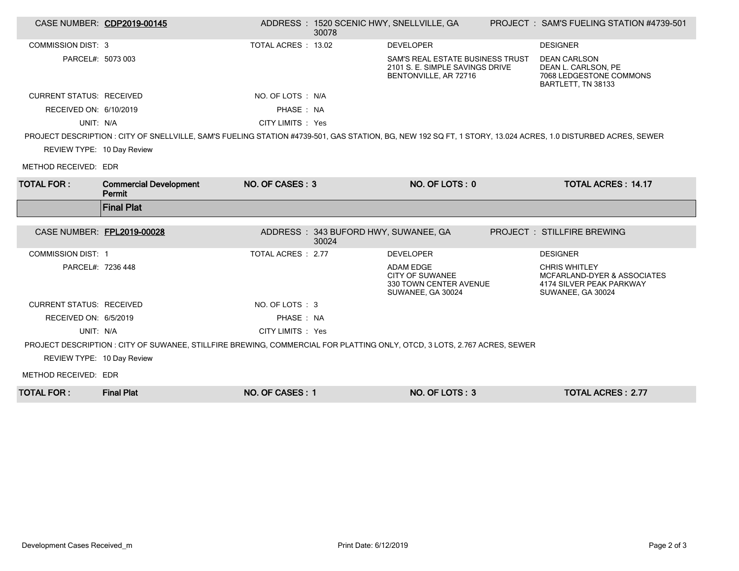| CASE NUMBER: | **CDP2019-00145** | ADDRESS : | 1520 SCENIC HWY, SNELLVILLE, GA 30078 | PROJECT : | SAM'S FUELING STATION #4739-501 |
|---|---|---|---|---|---|
| COMMISSION DIST: | 3 | TOTAL ACRES : | 13.02 | DEVELOPER | DESIGNER |
| PARCEL#: | 5073 003 | | | SAM'S REAL ESTATE BUSINESS TRUST<br>2101 S. E. SIMPLE SAVINGS DRIVE<br>BENTONVILLE, AR 72716 | DEAN CARLSON<br>DEAN L. CARLSON, PE<br>7068 LEDGESTONE COMMONS<br>BARTLETT, TN 38133 |
| CURRENT STATUS: | RECEIVED | NO. OF LOTS : | N/A | | |
| RECEIVED ON: | 6/10/2019 | PHASE : | NA | | |
| UNIT: | N/A | CITY LIMITS : | Yes | | |

PROJECT DESCRIPTION : CITY OF SNELLVILLE, SAM'S FUELING STATION #4739-501, GAS STATION, BG, NEW 192 SQ FT, 1 STORY, 13.024 ACRES, 1.0 DISTURBED ACRES, SEWER

REVIEW TYPE: 10 Day Review

METHOD RECEIVED: EDR

| **TOTAL FOR :** | **Commercial Development Permit** | **NO. OF CASES : 3** | **NO. OF LOTS : 0** | **TOTAL ACRES : 14.17** |
|---|---|---|---|---|

## Final Plat

| CASE NUMBER: | **FPL2019-00028** | ADDRESS : | 343 BUFORD HWY, SUWANEE, GA 30024 | PROJECT : | STILLFIRE BREWING |
|---|---|---|---|---|---|
| COMMISSION DIST: | 1 | TOTAL ACRES : | 2.77 | DEVELOPER | DESIGNER |
| PARCEL#: | 7236 448 | | | ADAM EDGE<br>CITY OF SUWANEE<br>330 TOWN CENTER AVENUE<br>SUWANEE, GA 30024 | CHRIS WHITLEY<br>MCFARLAND-DYER & ASSOCIATES<br>4174 SILVER PEAK PARKWAY<br>SUWANEE, GA 30024 |
| CURRENT STATUS: | RECEIVED | NO. OF LOTS : | 3 | | |
| RECEIVED ON: | 6/5/2019 | PHASE : | NA | | |
| UNIT: | N/A | CITY LIMITS : | Yes | | |

PROJECT DESCRIPTION : CITY OF SUWANEE, STILLFIRE BREWING, COMMERCIAL FOR PLATTING ONLY, OTCD, 3 LOTS, 2.767 ACRES, SEWER

REVIEW TYPE: 10 Day Review

METHOD RECEIVED: EDR

| **TOTAL FOR :** | **Final Plat** | **NO. OF CASES : 1** | **NO. OF LOTS : 3** | **TOTAL ACRES : 2.77** |
|---|---|---|---|---|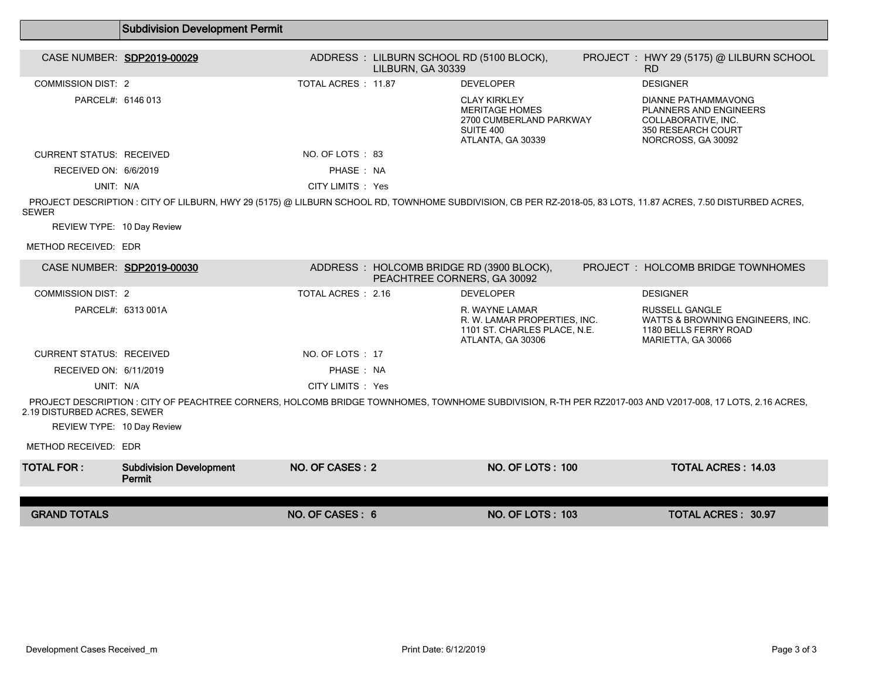## Subdivision Development Permit

**CASE NUMBER: SDP2019-00029**

ADDRESS : LILBURN SCHOOL RD (5100 BLOCK), LILBURN, GA 30339

PROJECT : HWY 29 (5175) @ LILBURN SCHOOL RD

COMMISSION DIST: 2

TOTAL ACRES : 11.87

PARCEL#: 6146 013

DEVELOPER:
CLAY KIRKLEY
MERITAGE HOMES
2700 CUMBERLAND PARKWAY
SUITE 400
ATLANTA, GA 30339

DESIGNER:
DIANNE PATHAMMAVONG
PLANNERS AND ENGINEERS
COLLABORATIVE, INC.
350 RESEARCH COURT
NORCROSS, GA 30092

CURRENT STATUS: RECEIVED

NO. OF LOTS : 83

RECEIVED ON: 6/6/2019

PHASE : NA

UNIT: N/A

CITY LIMITS : Yes

PROJECT DESCRIPTION : CITY OF LILBURN, HWY 29 (5175) @ LILBURN SCHOOL RD, TOWNHOME SUBDIVISION, CB PER RZ-2018-05, 83 LOTS, 11.87 ACRES, 7.50 DISTURBED ACRES, SEWER

REVIEW TYPE: 10 Day Review

METHOD RECEIVED: EDR

**CASE NUMBER: SDP2019-00030**

ADDRESS : HOLCOMB BRIDGE RD (3900 BLOCK), PEACHTREE CORNERS, GA 30092

PROJECT : HOLCOMB BRIDGE TOWNHOMES

COMMISSION DIST: 2

TOTAL ACRES : 2.16

PARCEL#: 6313 001A

DEVELOPER:
R. WAYNE LAMAR
R. W. LAMAR PROPERTIES, INC.
1101 ST. CHARLES PLACE, N.E.
ATLANTA, GA 30306

DESIGNER:
RUSSELL GANGLE
WATTS & BROWNING ENGINEERS, INC.
1180 BELLS FERRY ROAD
MARIETTA, GA 30066

CURRENT STATUS: RECEIVED

NO. OF LOTS : 17

RECEIVED ON: 6/11/2019

PHASE : NA

UNIT: N/A

CITY LIMITS : Yes

PROJECT DESCRIPTION : CITY OF PEACHTREE CORNERS, HOLCOMB BRIDGE TOWNHOMES, TOWNHOME SUBDIVISION, R-TH PER RZ2017-003 AND V2017-008, 17 LOTS, 2.16 ACRES, 2.19 DISTURBED ACRES, SEWER

REVIEW TYPE: 10 Day Review

METHOD RECEIVED: EDR

| | | | | |
|---|---|---|---|---|
| **TOTAL FOR :** | **Subdivision Development Permit** | **NO. OF CASES : 2** | **NO. OF LOTS : 100** | **TOTAL ACRES : 14.03** |
| **GRAND TOTALS** | | **NO. OF CASES : 6** | **NO. OF LOTS : 103** | **TOTAL ACRES : 30.97** |

Development Cases Received_m

Print Date: 6/12/2019